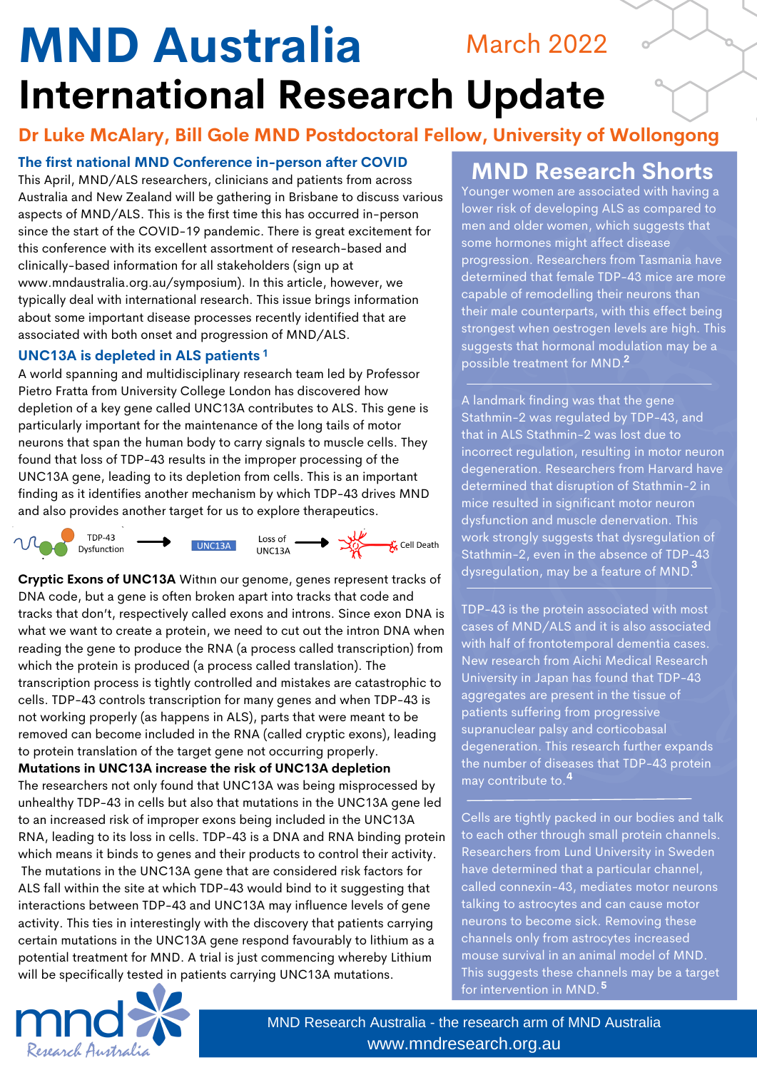# MND Australia

March 2022

# International Research Update

## Dr Luke McAlary, Bill Gole MND Postdoctoral Fellow, University of Wollongong

### The first national MND Conference in-person after COVID

This April, MND/ALS researchers, clinicians and patients from across Australia and New Zealand will be gathering in Brisbane to discuss various aspects of MND/ALS. This is the first time this has occurred in-person since the start of the COVID-19 pandemic. There is great excitement for this conference with its excellent assortment of research-based and clinically-based information for all stakeholders (sign up at www.mndaustralia.org.au/symposium). In this article, however, we typically deal with international research. This issue brings information about some important disease processes recently identified that are associated with both onset and progression of MND/ALS.

### UNC13A is depleted in ALS patients [1]

A world spanning and multidisciplinary research team led by Professor Pietro Fratta from University College London has discovered how depletion of a key gene called UNC13A contributes to ALS. This gene is particularly important for the maintenance of the long tails of motor neurons that span the human body to carry signals to muscle cells. They found that loss of TDP-43 results in the improper processing of the UNC13A gene, leading to its depletion from cells. This is an important finding as it identifies another mechanism by which TDP-43 drives MND and also provides another target for us to explore therapeutics.

TDP-43 Dysfunction → UNC13A → Loss of UNC13A → Cell Death

**Cryptic Exons of UNC13A** Within our genome, genes represent tracks of DNA code, but a gene is often broken apart into tracks that code and tracks that don't, respectively called exons and introns. Since exon DNA is what we want to create a protein, we need to cut out the intron DNA when reading the gene to produce the RNA (a process called transcription) from which the protein is produced (a process called translation). The transcription process is tightly controlled and mistakes are catastrophic to cells. TDP-43 controls transcription for many genes and when TDP-43 is not working properly (as happens in ALS), parts that were meant to be removed can become included in the RNA (called cryptic exons), leading to protein translation of the target gene not occurring properly.

**Mutations in UNC13A increase the risk of UNC13A depletion**

The researchers not only found that UNC13A was being misprocessed by unhealthy TDP-43 in cells but also that mutations in the UNC13A gene led to an increased risk of improper exons being included in the UNC13A RNA, leading to its loss in cells. TDP-43 is a DNA and RNA binding protein which means it binds to genes and their products to control their activity. The mutations in the UNC13A gene that are considered risk factors for ALS fall within the site at which TDP-43 would bind to it suggesting that interactions between TDP-43 and UNC13A may influence levels of gene activity. This ties in interestingly with the discovery that patients carrying certain mutations in the UNC13A gene respond favourably to lithium as a potential treatment for MND. A trial is just commencing whereby Lithium will be specifically tested in patients carrying UNC13A mutations.

## MND Research Shorts

Younger women are associated with having a lower risk of developing ALS as compared to men and older women, which suggests that some hormones might affect disease progression. Researchers from Tasmania have determined that female TDP-43 mice are more capable of remodelling their neurons than their male counterparts, with this effect being strongest when oestrogen levels are high. This suggests that hormonal modulation may be a possible treatment for MND.[2]

---

A landmark finding was that the gene Stathmin-2 was regulated by TDP-43, and that in ALS Stathmin-2 was lost due to incorrect regulation, resulting in motor neuron degeneration. Researchers from Harvard have determined that disruption of Stathmin-2 in mice resulted in significant motor neuron dysfunction and muscle denervation. This work strongly suggests that dysregulation of Stathmin-2, even in the absence of TDP-43 dysregulation, may be a feature of MND.[3]

---

TDP-43 is the protein associated with most cases of MND/ALS and it is also associated with half of frontotemporal dementia cases. New research from Aichi Medical Research University in Japan has found that TDP-43 aggregates are present in the tissue of patients suffering from progressive supranuclear palsy and corticobasal degeneration. This research further expands the number of diseases that TDP-43 protein may contribute to.[4]

---

Cells are tightly packed in our bodies and talk to each other through small protein channels. Researchers from Lund University in Sweden have determined that a particular channel, called connexin-43, mediates motor neurons talking to astrocytes and can cause motor neurons to become sick. Removing these channels only from astrocytes increased mouse survival in an animal model of MND. This suggests these channels may be a target for intervention in MND.[5]

mnd Research Australia

MND Research Australia - the research arm of MND Australia
www.mndresearch.org.au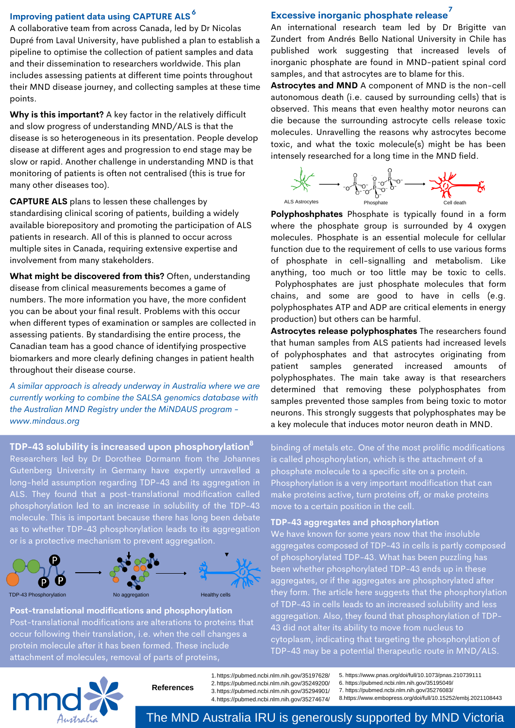## Improving patient data using CAPTURE ALS[6]

A collaborative team from across Canada, led by Dr Nicolas Dupré from Laval University, have published a plan to establish a pipeline to optimise the collection of patient samples and data and their dissemination to researchers worldwide. This plan includes assessing patients at different time points throughout their MND disease journey, and collecting samples at these time points.

**Why is this important?** A key factor in the relatively difficult and slow progress of understanding MND/ALS is that the disease is so heterogeneous in its presentation. People develop disease at different ages and progression to end stage may be slow or rapid. Another challenge in understanding MND is that monitoring of patients is often not centralised (this is true for many other diseases too).

**CAPTURE ALS** plans to lessen these challenges by standardising clinical scoring of patients, building a widely available biorepository and promoting the participation of ALS patients in research. All of this is planned to occur across multiple sites in Canada, requiring extensive expertise and involvement from many stakeholders.

**What might be discovered from this?** Often, understanding disease from clinical measurements becomes a game of numbers. The more information you have, the more confident you can be about your final result. Problems with this occur when different types of examination or samples are collected in assessing patients. By standardising the entire process, the Canadian team has a good chance of identifying prospective biomarkers and more clearly defining changes in patient health throughout their disease course.

*A similar approach is already underway in Australia where we are currently working to combine the SALSA genomics database with the Australian MND Registry under the MiNDAUS program - www.mindaus.org*

## Excessive inorganic phosphate release[7]

An international research team led by Dr Brigitte van Zundert from Andrés Bello National University in Chile has published work suggesting that increased levels of inorganic phosphate are found in MND-patient spinal cord samples, and that astrocytes are to blame for this.

**Astrocytes and MND** A component of MND is the non-cell autonomous death (i.e. caused by surrounding cells) that is observed. This means that even healthy motor neurons can die because the surrounding astrocyte cells release toxic molecules. Unravelling the reasons why astrocytes become toxic, and what the toxic molecule(s) might be has been intensely researched for a long time in the MND field.

ALS Astrocytes → Phosphate → Cell death

**Polyphoshphates** Phosphate is typically found in a form where the phosphate group is surrounded by 4 oxygen molecules. Phosphate is an essential molecule for cellular function due to the requirement of cells to use various forms of phosphate in cell-signalling and metabolism. Like anything, too much or too little may be toxic to cells. Polyphosphates are just phosphate molecules that form chains, and some are good to have in cells (e.g. polyphosphates ATP and ADP are critical elements in energy production) but others can be harmful.

**Astrocytes release polyphosphates** The researchers found that human samples from ALS patients had increased levels of polyphosphates and that astrocytes originating from patient samples generated increased amounts of polyphosphates. The main take away is that researchers determined that removing these polyphosphates from samples prevented those samples from being toxic to motor neurons. This strongly suggests that polyphosphates may be a key molecule that induces motor neuron death in MND.

## TDP-43 solubility is increased upon phosphorylation[8]

Researchers led by Dr Dorothee Dormann from the Johannes Gutenberg University in Germany have expertly unravelled a long-held assumption regarding TDP-43 and its aggregation in ALS. They found that a post-translational modification called phosphorylation led to an increase in solubility of the TDP-43 molecule. This is important because there has long been debate as to whether TDP-43 phosphorylation leads to its aggregation or is a protective mechanism to prevent aggregation.

TDP-43 Phosphorylation → No aggregation → Healthy cells

### Post-translational modifications and phosphorylation

Post-translational modifications are alterations to proteins that occur following their translation, i.e. when the cell changes a protein molecule after it has been formed. These include attachment of molecules, removal of parts of proteins, binding of metals etc. One of the most prolific modifications is called phosphorylation, which is the attachment of a phosphate molecule to a specific site on a protein. Phosphorylation is a very important modification that can make proteins active, turn proteins off, or make proteins move to a certain position in the cell.

### TDP-43 aggregates and phosphorylation

We have known for some years now that the insoluble aggregates composed of TDP-43 in cells is partly composed of phosphorylated TDP-43. What has been puzzling has been whether phosphorylated TDP-43 ends up in these aggregates, or if the aggregates are phosphorylated after they form. The article here suggests that the phosphorylation of TDP-43 in cells leads to an increased solubility and less aggregation. Also, they found that phosphorylation of TDP-43 did not alter its ability to move from nucleus to cytoplasm, indicating that targeting the phosphorylation of TDP-43 may be a potential therapeutic route in MND/ALS.

**References**

1. https://pubmed.ncbi.nlm.nih.gov/35197628/
2. https://pubmed.ncbi.nlm.nih.gov/35249200/
3. https://pubmed.ncbi.nlm.nih.gov/35294901/
4. https://pubmed.ncbi.nlm.nih.gov/35274676/
5. https://www.pnas.org/doi/full/10.1073/pnas.210739111
6. https://pubmed.ncbi.nlm.nih.gov/35195049/
7. https://pubmed.ncbi.nlm.nih.gov/35276083/
8. https://www.embopress.org/doi/full/10.15252/embj.2021108443

mnd Australia

The MND Australia IRU is generously supported by MND Victoria